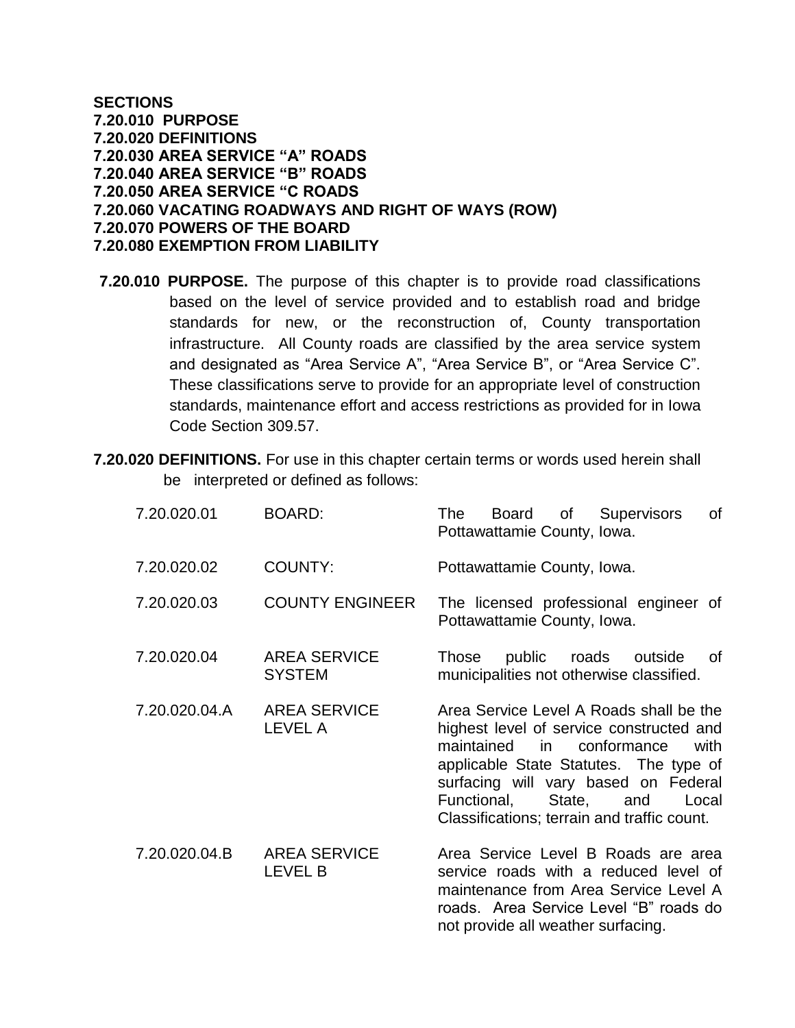**SECTIONS**
**7.20.010 PURPOSE**
**7.20.020 DEFINITIONS**
**7.20.030 AREA SERVICE "A" ROADS**
**7.20.040 AREA SERVICE "B" ROADS**
**7.20.050 AREA SERVICE "C ROADS**
**7.20.060 VACATING ROADWAYS AND RIGHT OF WAYS (ROW)**
**7.20.070 POWERS OF THE BOARD**
**7.20.080 EXEMPTION FROM LIABILITY**

**7.20.010 PURPOSE.** The purpose of this chapter is to provide road classifications based on the level of service provided and to establish road and bridge standards for new, or the reconstruction of, County transportation infrastructure. All County roads are classified by the area service system and designated as "Area Service A", "Area Service B", or "Area Service C". These classifications serve to provide for an appropriate level of construction standards, maintenance effort and access restrictions as provided for in Iowa Code Section 309.57.

**7.20.020 DEFINITIONS.** For use in this chapter certain terms or words used herein shall be interpreted or defined as follows:

| | | |
|---|---|---|
| 7.20.020.01 | BOARD: | The Board of Supervisors of Pottawattamie County, Iowa. |
| 7.20.020.02 | COUNTY: | Pottawattamie County, Iowa. |
| 7.20.020.03 | COUNTY ENGINEER | The licensed professional engineer of Pottawattamie County, Iowa. |
| 7.20.020.04 | AREA SERVICE SYSTEM | Those public roads outside of municipalities not otherwise classified. |
| 7.20.020.04.A | AREA SERVICE LEVEL A | Area Service Level A Roads shall be the highest level of service constructed and maintained in conformance with applicable State Statutes. The type of surfacing will vary based on Federal Functional, State, and Local Classifications; terrain and traffic count. |
| 7.20.020.04.B | AREA SERVICE LEVEL B | Area Service Level B Roads are area service roads with a reduced level of maintenance from Area Service Level A roads. Area Service Level "B" roads do not provide all weather surfacing. |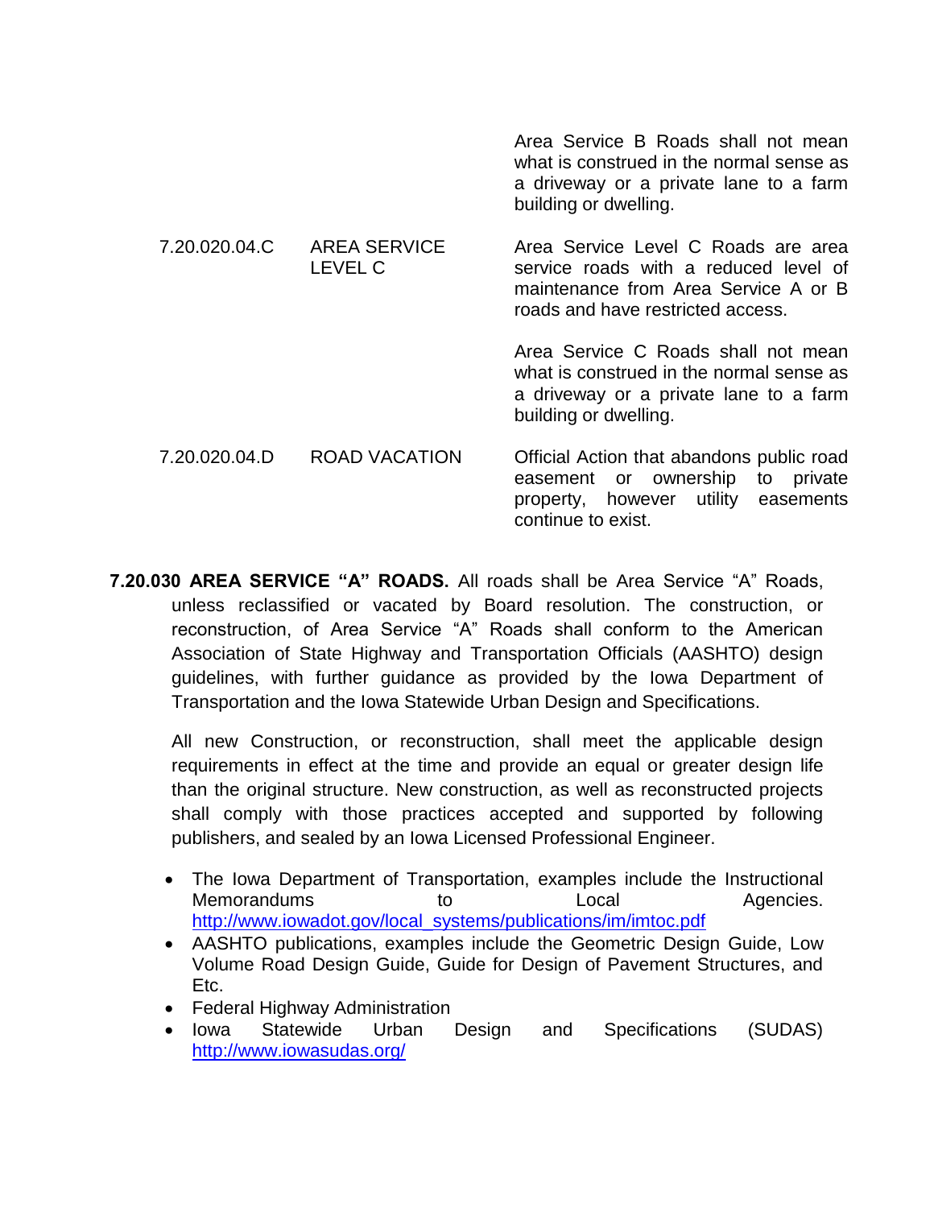| | | |
|---|---|---|
| | | Area Service B Roads shall not mean what is construed in the normal sense as a driveway or a private lane to a farm building or dwelling. |
| 7.20.020.04.C | AREA SERVICE LEVEL C | Area Service Level C Roads are area service roads with a reduced level of maintenance from Area Service A or B roads and have restricted access. |
| | | Area Service C Roads shall not mean what is construed in the normal sense as a driveway or a private lane to a farm building or dwelling. |
| 7.20.020.04.D | ROAD VACATION | Official Action that abandons public road easement or ownership to private property, however utility easements continue to exist. |

**7.20.030 AREA SERVICE "A" ROADS.** All roads shall be Area Service "A" Roads, unless reclassified or vacated by Board resolution. The construction, or reconstruction, of Area Service "A" Roads shall conform to the American Association of State Highway and Transportation Officials (AASHTO) design guidelines, with further guidance as provided by the Iowa Department of Transportation and the Iowa Statewide Urban Design and Specifications.

All new Construction, or reconstruction, shall meet the applicable design requirements in effect at the time and provide an equal or greater design life than the original structure. New construction, as well as reconstructed projects shall comply with those practices accepted and supported by following publishers, and sealed by an Iowa Licensed Professional Engineer.

- The Iowa Department of Transportation, examples include the Instructional Memorandums to Local Agencies. http://www.iowadot.gov/local_systems/publications/im/imtoc.pdf
- AASHTO publications, examples include the Geometric Design Guide, Low Volume Road Design Guide, Guide for Design of Pavement Structures, and Etc.
- Federal Highway Administration
- Iowa Statewide Urban Design and Specifications (SUDAS) http://www.iowasudas.org/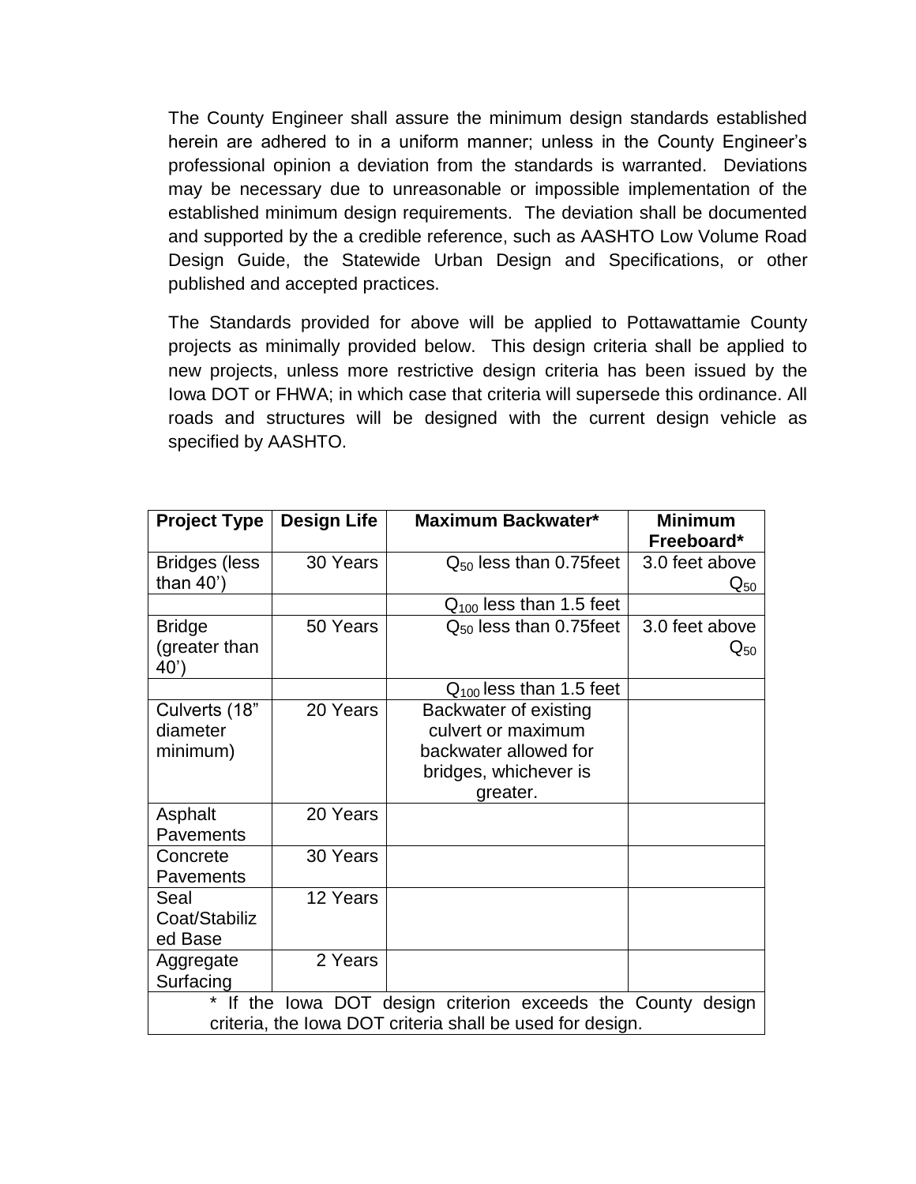The County Engineer shall assure the minimum design standards established herein are adhered to in a uniform manner; unless in the County Engineer's professional opinion a deviation from the standards is warranted. Deviations may be necessary due to unreasonable or impossible implementation of the established minimum design requirements. The deviation shall be documented and supported by the a credible reference, such as AASHTO Low Volume Road Design Guide, the Statewide Urban Design and Specifications, or other published and accepted practices.

The Standards provided for above will be applied to Pottawattamie County projects as minimally provided below. This design criteria shall be applied to new projects, unless more restrictive design criteria has been issued by the Iowa DOT or FHWA; in which case that criteria will supersede this ordinance. All roads and structures will be designed with the current design vehicle as specified by AASHTO.

| **Project Type** | **Design Life** | **Maximum Backwater*** | **Minimum Freeboard*** |
|---|---|---|---|
| Bridges (less than 40') | 30 Years | $Q_{50}$ less than 0.75feet | 3.0 feet above $Q_{50}$ |
| | | $Q_{100}$ less than 1.5 feet | |
| Bridge (greater than 40') | 50 Years | $Q_{50}$ less than 0.75feet | 3.0 feet above $Q_{50}$ |
| | | $Q_{100}$ less than 1.5 feet | |
| Culverts (18" diameter minimum) | 20 Years | Backwater of existing culvert or maximum backwater allowed for bridges, whichever is greater. | |
| Asphalt Pavements | 20 Years | | |
| Concrete Pavements | 30 Years | | |
| Seal Coat/Stabilized Base | 12 Years | | |
| Aggregate Surfacing | 2 Years | | |
| * If the Iowa DOT design criterion exceeds the County design criteria, the Iowa DOT criteria shall be used for design. | | | |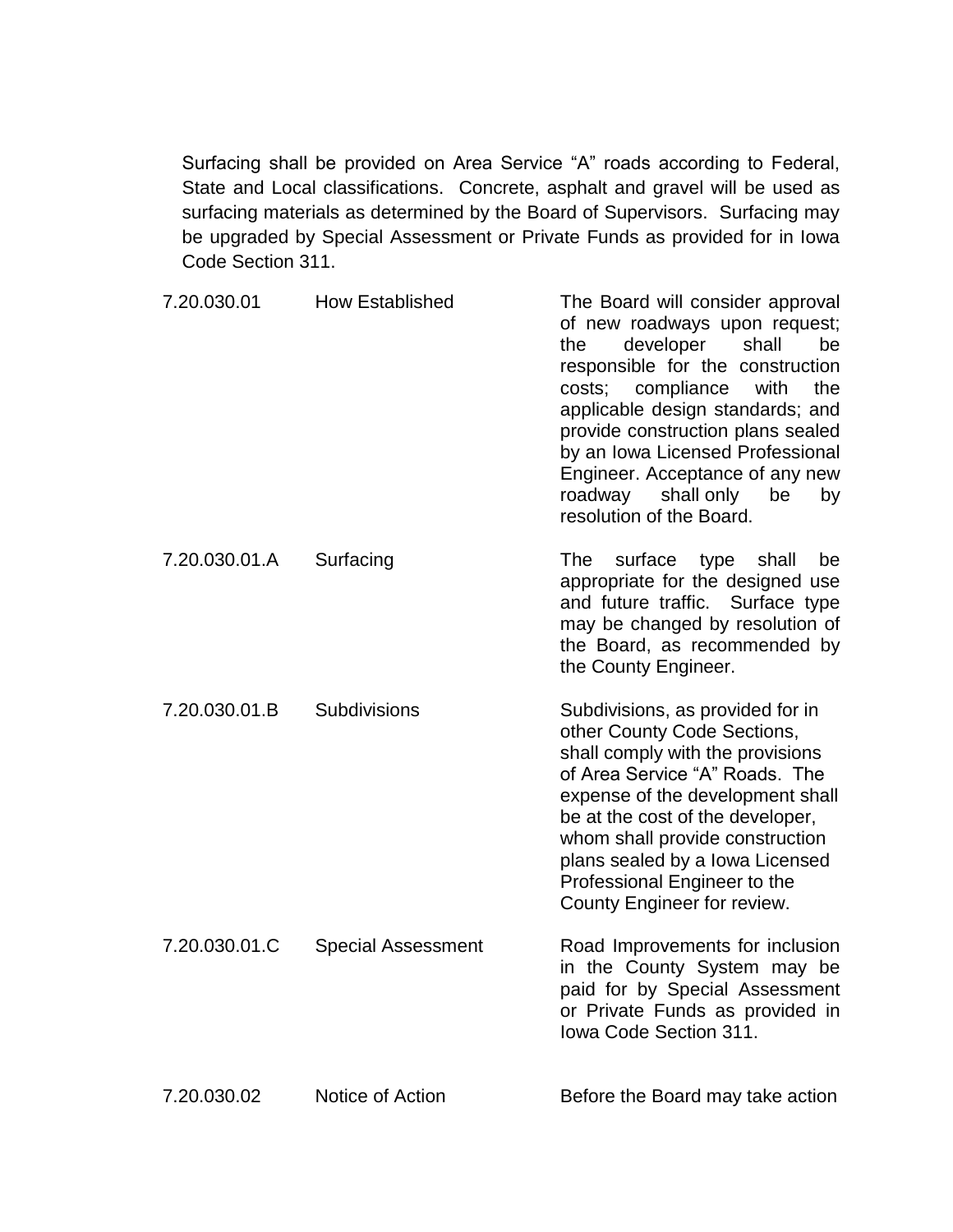Surfacing shall be provided on Area Service “A” roads according to Federal, State and Local classifications. Concrete, asphalt and gravel will be used as surfacing materials as determined by the Board of Supervisors. Surfacing may be upgraded by Special Assessment or Private Funds as provided for in Iowa Code Section 311.

| | | |
|---|---|---|
| 7.20.030.01 | How Established | The Board will consider approval of new roadways upon request; the developer shall be responsible for the construction costs; compliance with the applicable design standards; and provide construction plans sealed by an Iowa Licensed Professional Engineer. Acceptance of any new roadway shall only be by resolution of the Board. |
| 7.20.030.01.A | Surfacing | The surface type shall be appropriate for the designed use and future traffic. Surface type may be changed by resolution of the Board, as recommended by the County Engineer. |
| 7.20.030.01.B | Subdivisions | Subdivisions, as provided for in other County Code Sections, shall comply with the provisions of Area Service “A” Roads. The expense of the development shall be at the cost of the developer, whom shall provide construction plans sealed by a Iowa Licensed Professional Engineer to the County Engineer for review. |
| 7.20.030.01.C | Special Assessment | Road Improvements for inclusion in the County System may be paid for by Special Assessment or Private Funds as provided in Iowa Code Section 311. |
| 7.20.030.02 | Notice of Action | Before the Board may take action |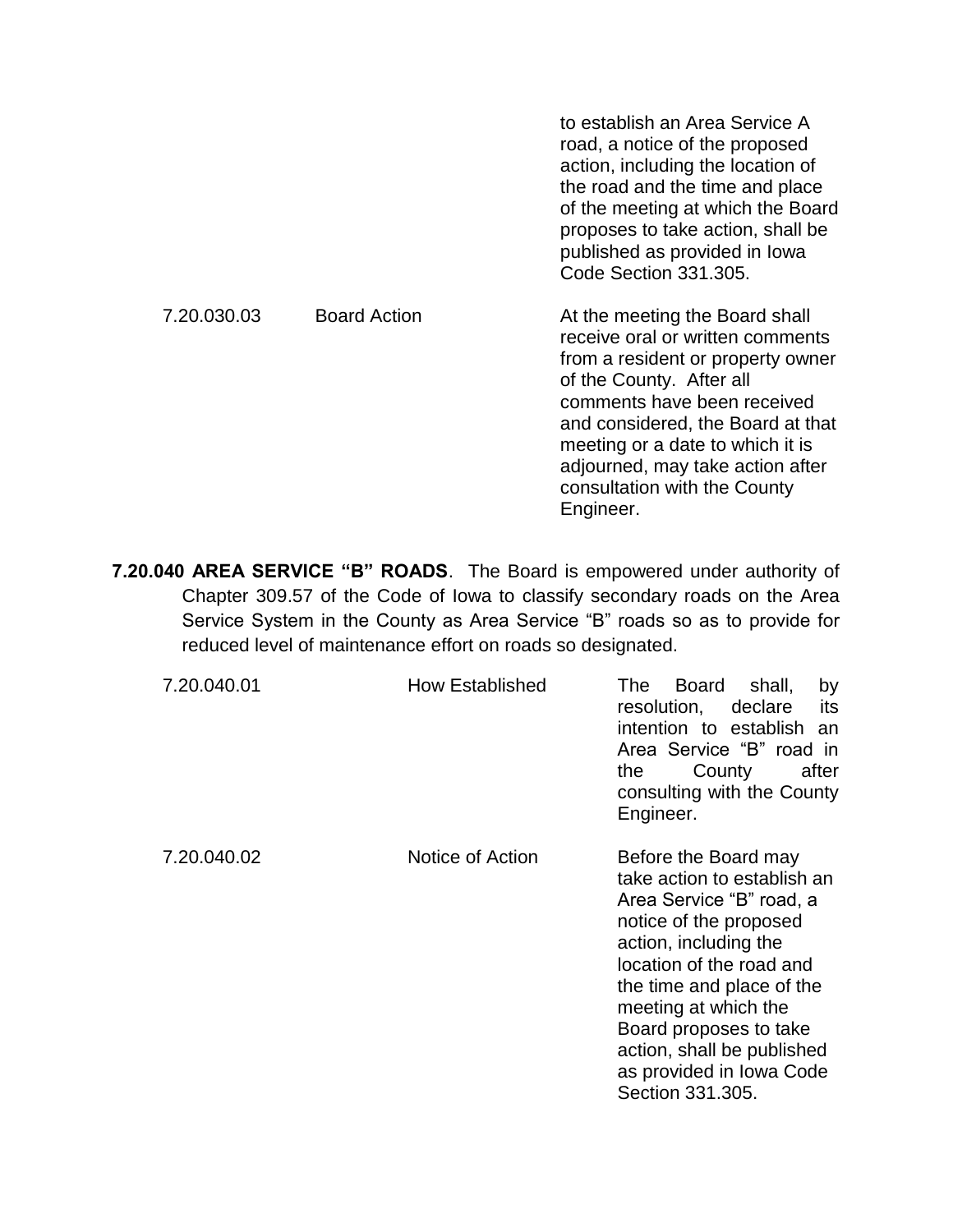| | | |
|---|---|---|
| | | to establish an Area Service A road, a notice of the proposed action, including the location of the road and the time and place of the meeting at which the Board proposes to take action, shall be published as provided in Iowa Code Section 331.305. |
| 7.20.030.03 | Board Action | At the meeting the Board shall receive oral or written comments from a resident or property owner of the County. After all comments have been received and considered, the Board at that meeting or a date to which it is adjourned, may take action after consultation with the County Engineer. |

**7.20.040 AREA SERVICE "B" ROADS**. The Board is empowered under authority of Chapter 309.57 of the Code of Iowa to classify secondary roads on the Area Service System in the County as Area Service "B" roads so as to provide for reduced level of maintenance effort on roads so designated.

| | | |
|---|---|---|
| 7.20.040.01 | How Established | The Board shall, by resolution, declare its intention to establish an Area Service "B" road in the County after consulting with the County Engineer. |
| 7.20.040.02 | Notice of Action | Before the Board may take action to establish an Area Service "B" road, a notice of the proposed action, including the location of the road and the time and place of the meeting at which the Board proposes to take action, shall be published as provided in Iowa Code Section 331.305. |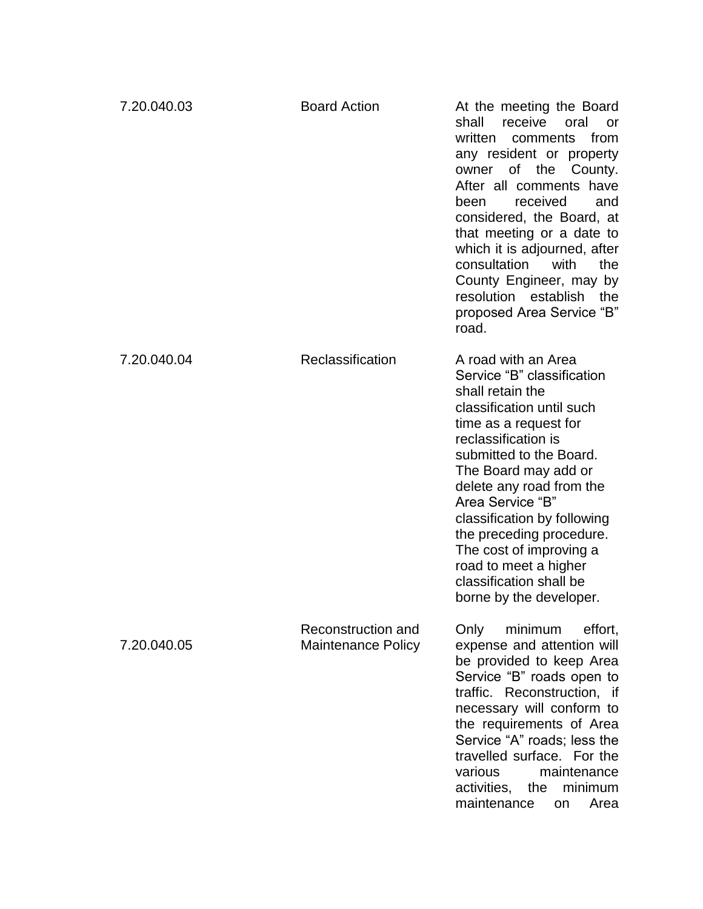| | | |
|---|---|---|
| 7.20.040.03 | Board Action | At the meeting the Board shall receive oral or written comments from any resident or property owner of the County. After all comments have been received and considered, the Board, at that meeting or a date to which it is adjourned, after consultation with the County Engineer, may by resolution establish the proposed Area Service "B" road. |
| 7.20.040.04 | Reclassification | A road with an Area Service "B" classification shall retain the classification until such time as a request for reclassification is submitted to the Board. The Board may add or delete any road from the Area Service "B" classification by following the preceding procedure. The cost of improving a road to meet a higher classification shall be borne by the developer. |
| 7.20.040.05 | Reconstruction and Maintenance Policy | Only minimum effort, expense and attention will be provided to keep Area Service "B" roads open to traffic. Reconstruction, if necessary will conform to the requirements of Area Service "A" roads; less the travelled surface. For the various maintenance activities, the minimum maintenance on Area |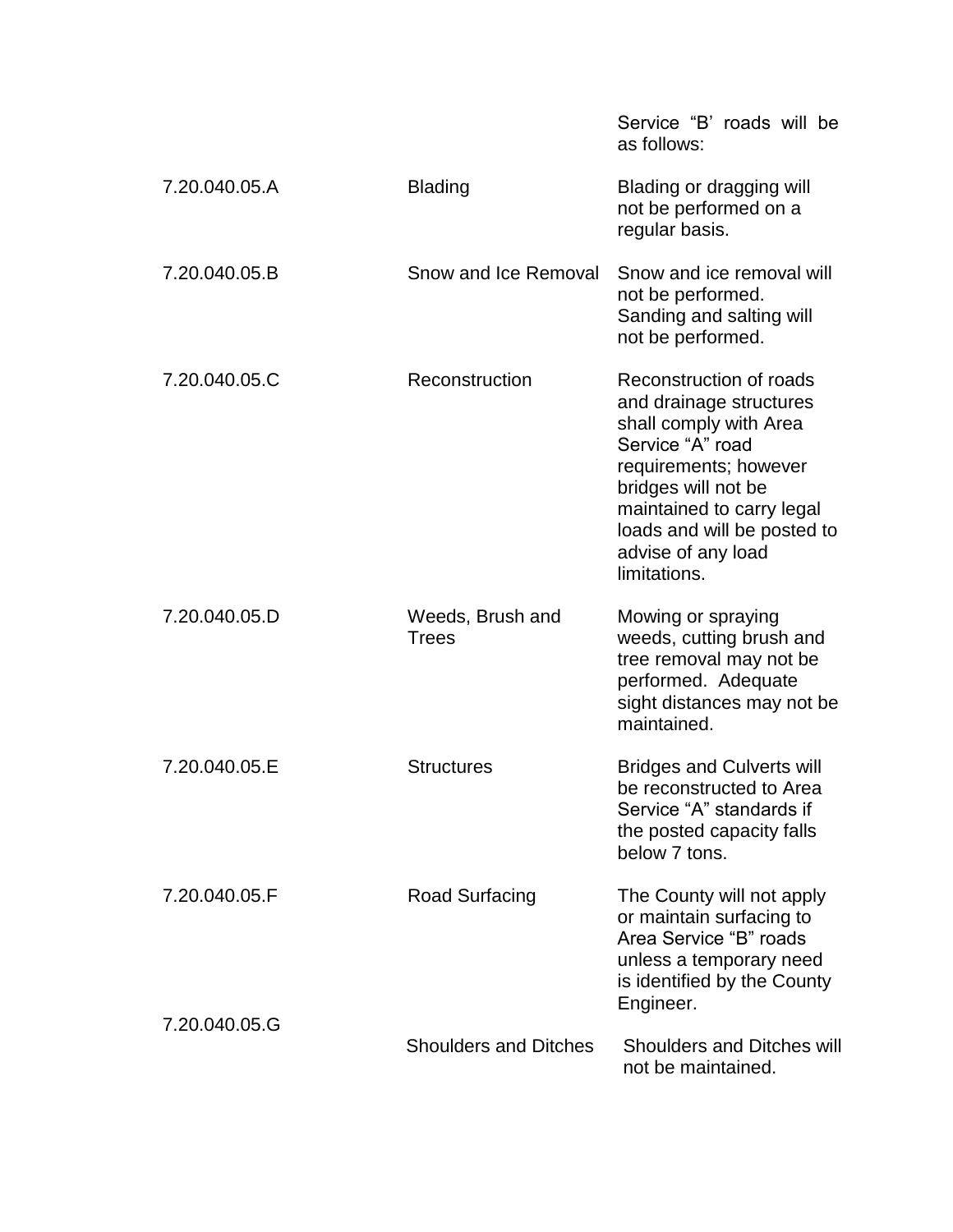Service "B' roads will be as follows:

| | | |
|---|---|---|
| 7.20.040.05.A | Blading | Blading or dragging will not be performed on a regular basis. |
| 7.20.040.05.B | Snow and Ice Removal | Snow and ice removal will not be performed. Sanding and salting will not be performed. |
| 7.20.040.05.C | Reconstruction | Reconstruction of roads and drainage structures shall comply with Area Service "A" road requirements; however bridges will not be maintained to carry legal loads and will be posted to advise of any load limitations. |
| 7.20.040.05.D | Weeds, Brush and Trees | Mowing or spraying weeds, cutting brush and tree removal may not be performed. Adequate sight distances may not be maintained. |
| 7.20.040.05.E | Structures | Bridges and Culverts will be reconstructed to Area Service "A" standards if the posted capacity falls below 7 tons. |
| 7.20.040.05.F | Road Surfacing | The County will not apply or maintain surfacing to Area Service "B" roads unless a temporary need is identified by the County Engineer. |
| 7.20.040.05.G | Shoulders and Ditches | Shoulders and Ditches will not be maintained. |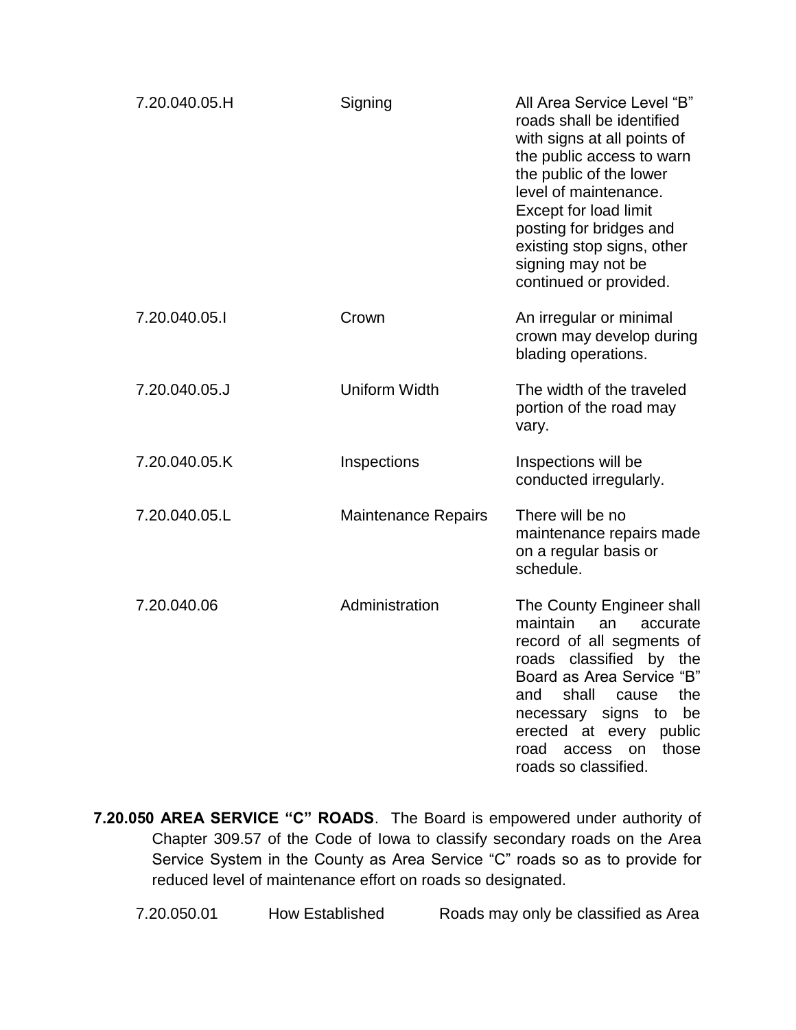| | | |
|---|---|---|
| 7.20.040.05.H | Signing | All Area Service Level "B" roads shall be identified with signs at all points of the public access to warn the public of the lower level of maintenance. Except for load limit posting for bridges and existing stop signs, other signing may not be continued or provided. |
| 7.20.040.05.I | Crown | An irregular or minimal crown may develop during blading operations. |
| 7.20.040.05.J | Uniform Width | The width of the traveled portion of the road may vary. |
| 7.20.040.05.K | Inspections | Inspections will be conducted irregularly. |
| 7.20.040.05.L | Maintenance Repairs | There will be no maintenance repairs made on a regular basis or schedule. |
| 7.20.040.06 | Administration | The County Engineer shall maintain an accurate record of all segments of roads classified by the Board as Area Service "B" and shall cause the necessary signs to be erected at every public road access on those roads so classified. |

**7.20.050 AREA SERVICE "C" ROADS**. The Board is empowered under authority of Chapter 309.57 of the Code of Iowa to classify secondary roads on the Area Service System in the County as Area Service "C" roads so as to provide for reduced level of maintenance effort on roads so designated.

| | | |
|---|---|---|
| 7.20.050.01 | How Established | Roads may only be classified as Area |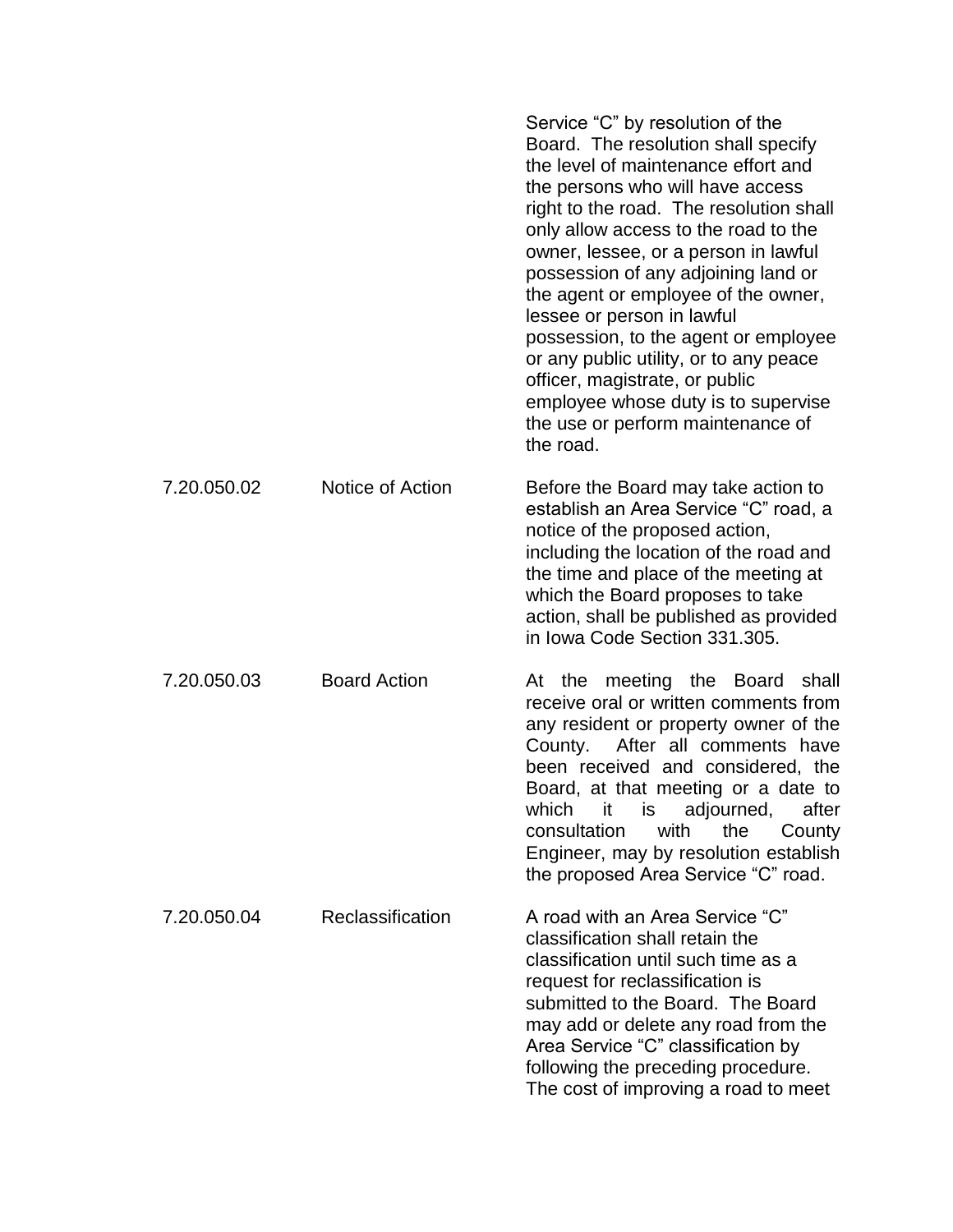Service “C” by resolution of the Board. The resolution shall specify the level of maintenance effort and the persons who will have access right to the road. The resolution shall only allow access to the road to the owner, lessee, or a person in lawful possession of any adjoining land or the agent or employee of the owner, lessee or person in lawful possession, to the agent or employee or any public utility, or to any peace officer, magistrate, or public employee whose duty is to supervise the use or perform maintenance of the road.

| | | |
|---|---|---|
| 7.20.050.02 | Notice of Action | Before the Board may take action to establish an Area Service “C” road, a notice of the proposed action, including the location of the road and the time and place of the meeting at which the Board proposes to take action, shall be published as provided in Iowa Code Section 331.305. |
| 7.20.050.03 | Board Action | At the meeting the Board shall receive oral or written comments from any resident or property owner of the County. After all comments have been received and considered, the Board, at that meeting or a date to which it is adjourned, after consultation with the County Engineer, may by resolution establish the proposed Area Service “C” road. |
| 7.20.050.04 | Reclassification | A road with an Area Service “C” classification shall retain the classification until such time as a request for reclassification is submitted to the Board. The Board may add or delete any road from the Area Service “C” classification by following the preceding procedure. The cost of improving a road to meet |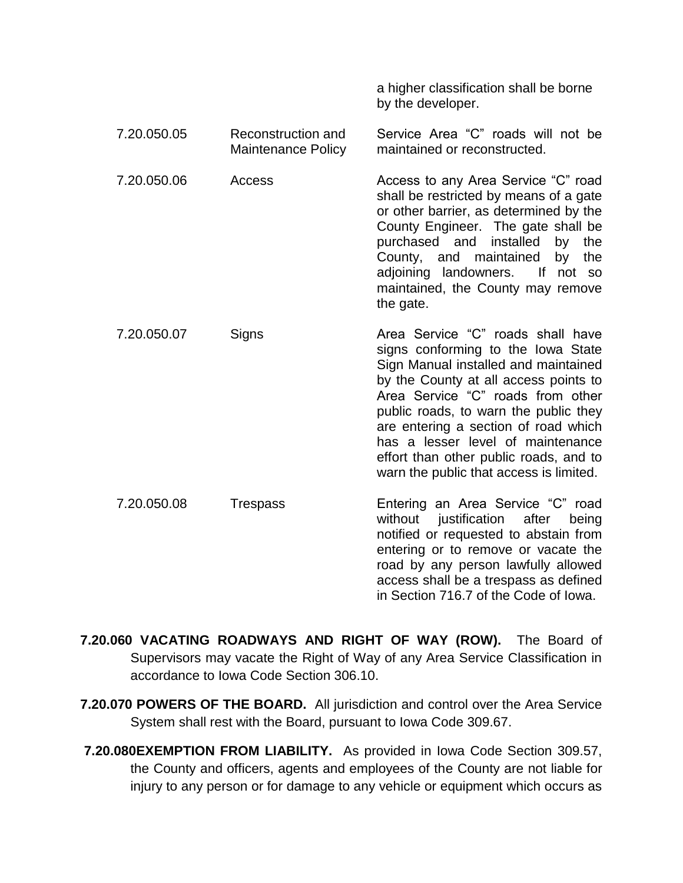| | | |
|---|---|---|
| | | a higher classification shall be borne by the developer. |
| 7.20.050.05 | Reconstruction and Maintenance Policy | Service Area "C" roads will not be maintained or reconstructed. |
| 7.20.050.06 | Access | Access to any Area Service "C" road shall be restricted by means of a gate or other barrier, as determined by the County Engineer. The gate shall be purchased and installed by the County, and maintained by the adjoining landowners. If not so maintained, the County may remove the gate. |
| 7.20.050.07 | Signs | Area Service "C" roads shall have signs conforming to the Iowa State Sign Manual installed and maintained by the County at all access points to Area Service "C" roads from other public roads, to warn the public they are entering a section of road which has a lesser level of maintenance effort than other public roads, and to warn the public that access is limited. |
| 7.20.050.08 | Trespass | Entering an Area Service "C" road without justification after being notified or requested to abstain from entering or to remove or vacate the road by any person lawfully allowed access shall be a trespass as defined in Section 716.7 of the Code of Iowa. |

**7.20.060 VACATING ROADWAYS AND RIGHT OF WAY (ROW).** The Board of Supervisors may vacate the Right of Way of any Area Service Classification in accordance to Iowa Code Section 306.10.

**7.20.070 POWERS OF THE BOARD.** All jurisdiction and control over the Area Service System shall rest with the Board, pursuant to Iowa Code 309.67.

**7.20.080EXEMPTION FROM LIABILITY.** As provided in Iowa Code Section 309.57, the County and officers, agents and employees of the County are not liable for injury to any person or for damage to any vehicle or equipment which occurs as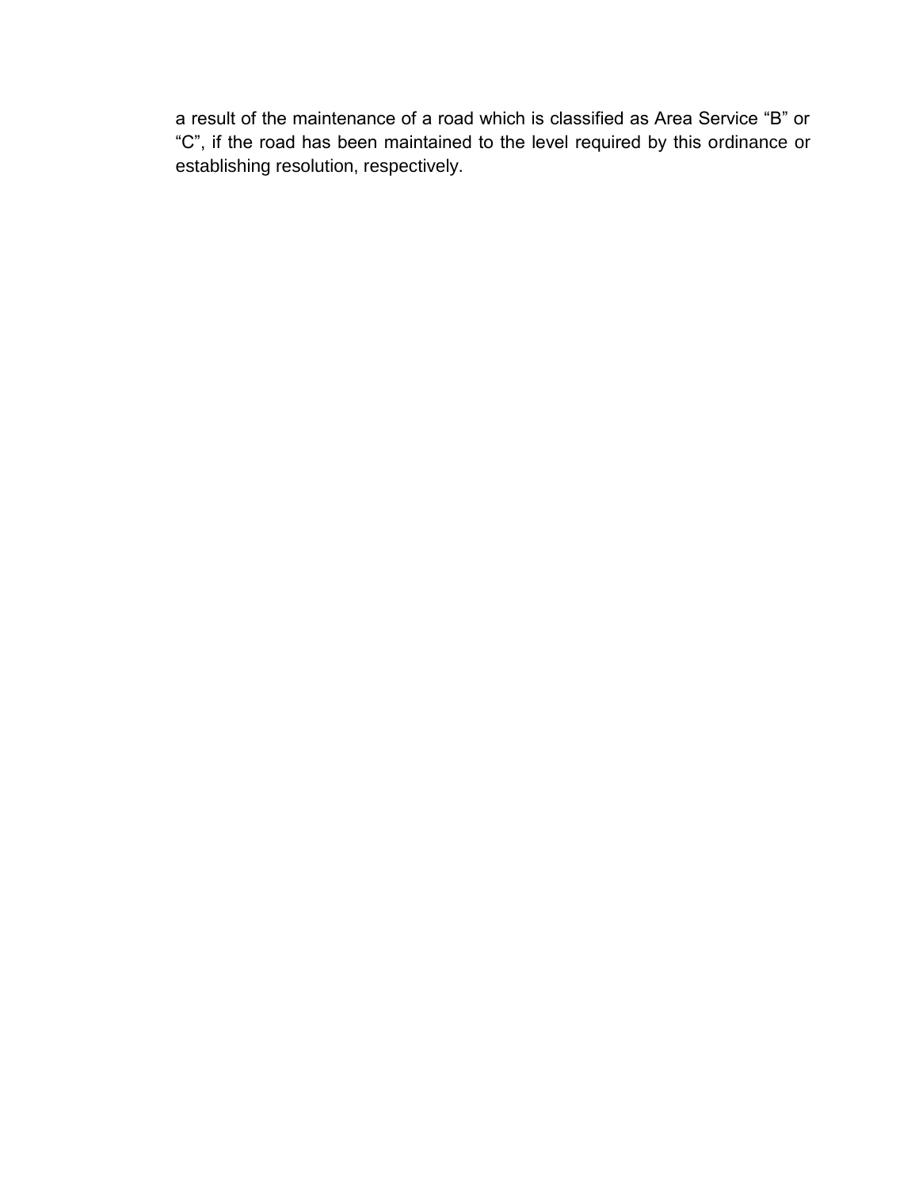a result of the maintenance of a road which is classified as Area Service “B” or “C”, if the road has been maintained to the level required by this ordinance or establishing resolution, respectively.